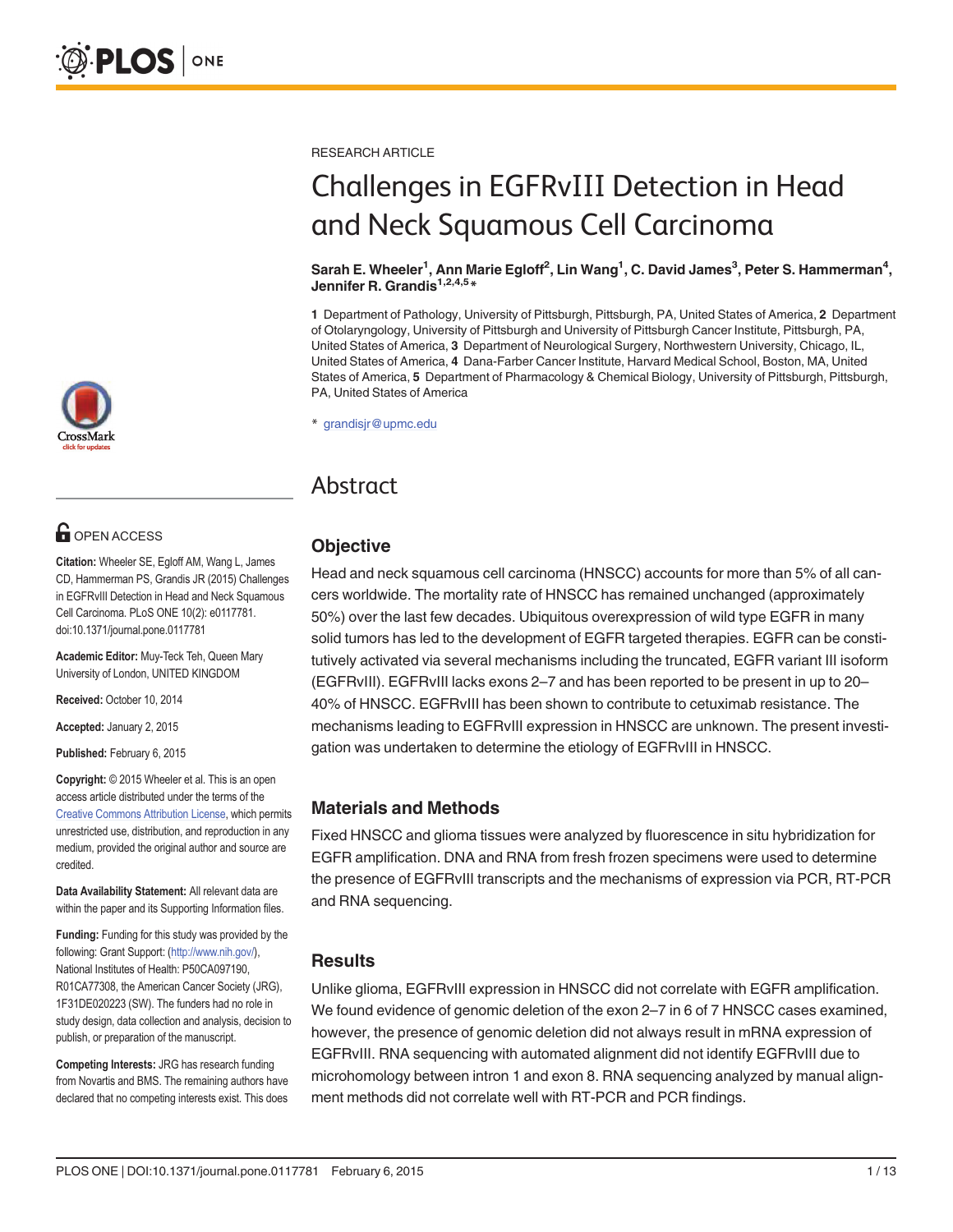RESEARCH ARTICLE

# Challenges in EGFRvIII Detection in Head and Neck Squamous Cell Carcinoma

**Sarah E. Wheeler[1], Ann Marie Egloff[2], Lin Wang[1], C. David James[3], Peter S. Hammerman[4], Jennifer R. Grandis[1,2,4,5]***

**1** Department of Pathology, University of Pittsburgh, Pittsburgh, PA, United States of America, **2** Department of Otolaryngology, University of Pittsburgh and University of Pittsburgh Cancer Institute, Pittsburgh, PA, United States of America, **3** Department of Neurological Surgery, Northwestern University, Chicago, IL, United States of America, **4** Dana-Farber Cancer Institute, Harvard Medical School, Boston, MA, United States of America, **5** Department of Pharmacology & Chemical Biology, University of Pittsburgh, Pittsburgh, PA, United States of America

* grandisjr@upmc.edu

OPEN ACCESS

**Citation:** Wheeler SE, Egloff AM, Wang L, James CD, Hammerman PS, Grandis JR (2015) Challenges in EGFRvIII Detection in Head and Neck Squamous Cell Carcinoma. PLoS ONE 10(2): e0117781. doi:10.1371/journal.pone.0117781

**Academic Editor:** Muy-Teck Teh, Queen Mary University of London, UNITED KINGDOM

**Received:** October 10, 2014

**Accepted:** January 2, 2015

**Published:** February 6, 2015

**Copyright:** © 2015 Wheeler et al. This is an open access article distributed under the terms of the Creative Commons Attribution License, which permits unrestricted use, distribution, and reproduction in any medium, provided the original author and source are credited.

**Data Availability Statement:** All relevant data are within the paper and its Supporting Information files.

**Funding:** Funding for this study was provided by the following: Grant Support: (http://www.nih.gov/), National Institutes of Health: P50CA097190, R01CA77308, the American Cancer Society (JRG), 1F31DE020223 (SW). The funders had no role in study design, data collection and analysis, decision to publish, or preparation of the manuscript.

**Competing Interests:** JRG has research funding from Novartis and BMS. The remaining authors have declared that no competing interests exist. This does

## Abstract

### Objective

Head and neck squamous cell carcinoma (HNSCC) accounts for more than 5% of all cancers worldwide. The mortality rate of HNSCC has remained unchanged (approximately 50%) over the last few decades. Ubiquitous overexpression of wild type EGFR in many solid tumors has led to the development of EGFR targeted therapies. EGFR can be constitutively activated via several mechanisms including the truncated, EGFR variant III isoform (EGFRvIII). EGFRvIII lacks exons 2–7 and has been reported to be present in up to 20–40% of HNSCC. EGFRvIII has been shown to contribute to cetuximab resistance. The mechanisms leading to EGFRvIII expression in HNSCC are unknown. The present investigation was undertaken to determine the etiology of EGFRvIII in HNSCC.

### Materials and Methods

Fixed HNSCC and glioma tissues were analyzed by fluorescence in situ hybridization for EGFR amplification. DNA and RNA from fresh frozen specimens were used to determine the presence of EGFRvIII transcripts and the mechanisms of expression via PCR, RT-PCR and RNA sequencing.

### Results

Unlike glioma, EGFRvIII expression in HNSCC did not correlate with EGFR amplification. We found evidence of genomic deletion of the exon 2–7 in 6 of 7 HNSCC cases examined, however, the presence of genomic deletion did not always result in mRNA expression of EGFRvIII. RNA sequencing with automated alignment did not identify EGFRvIII due to microhomology between intron 1 and exon 8. RNA sequencing analyzed by manual alignment methods did not correlate well with RT-PCR and PCR findings.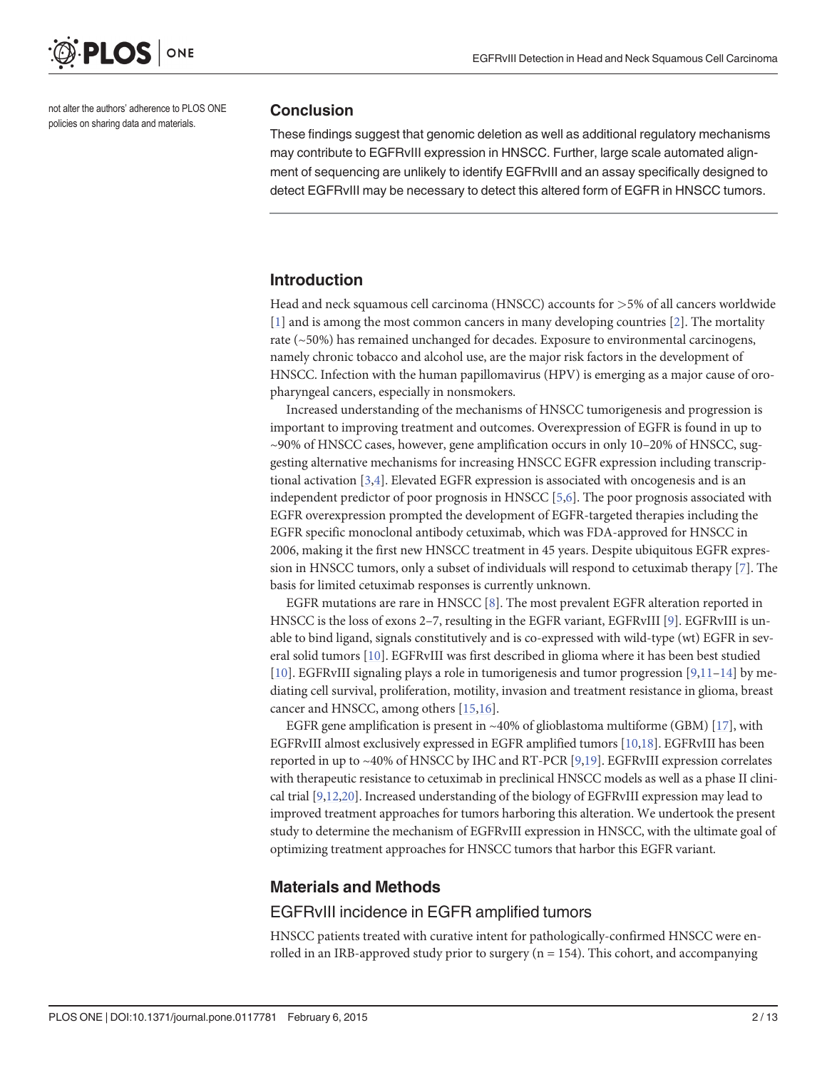not alter the authors' adherence to PLOS ONE policies on sharing data and materials.

## Conclusion

These findings suggest that genomic deletion as well as additional regulatory mechanisms may contribute to EGFRvIII expression in HNSCC. Further, large scale automated alignment of sequencing are unlikely to identify EGFRvIII and an assay specifically designed to detect EGFRvIII may be necessary to detect this altered form of EGFR in HNSCC tumors.

## Introduction

Head and neck squamous cell carcinoma (HNSCC) accounts for >5% of all cancers worldwide [1] and is among the most common cancers in many developing countries [2]. The mortality rate (~50%) has remained unchanged for decades. Exposure to environmental carcinogens, namely chronic tobacco and alcohol use, are the major risk factors in the development of HNSCC. Infection with the human papillomavirus (HPV) is emerging as a major cause of oropharyngeal cancers, especially in nonsmokers.

Increased understanding of the mechanisms of HNSCC tumorigenesis and progression is important to improving treatment and outcomes. Overexpression of EGFR is found in up to ~90% of HNSCC cases, however, gene amplification occurs in only 10–20% of HNSCC, suggesting alternative mechanisms for increasing HNSCC EGFR expression including transcriptional activation [3,4]. Elevated EGFR expression is associated with oncogenesis and is an independent predictor of poor prognosis in HNSCC [5,6]. The poor prognosis associated with EGFR overexpression prompted the development of EGFR-targeted therapies including the EGFR specific monoclonal antibody cetuximab, which was FDA-approved for HNSCC in 2006, making it the first new HNSCC treatment in 45 years. Despite ubiquitous EGFR expression in HNSCC tumors, only a subset of individuals will respond to cetuximab therapy [7]. The basis for limited cetuximab responses is currently unknown.

EGFR mutations are rare in HNSCC [8]. The most prevalent EGFR alteration reported in HNSCC is the loss of exons 2–7, resulting in the EGFR variant, EGFRvIII [9]. EGFRvIII is unable to bind ligand, signals constitutively and is co-expressed with wild-type (wt) EGFR in several solid tumors [10]. EGFRvIII was first described in glioma where it has been best studied [10]. EGFRvIII signaling plays a role in tumorigenesis and tumor progression [9,11–14] by mediating cell survival, proliferation, motility, invasion and treatment resistance in glioma, breast cancer and HNSCC, among others [15,16].

EGFR gene amplification is present in ~40% of glioblastoma multiforme (GBM) [17], with EGFRvIII almost exclusively expressed in EGFR amplified tumors [10,18]. EGFRvIII has been reported in up to ~40% of HNSCC by IHC and RT-PCR [9,19]. EGFRvIII expression correlates with therapeutic resistance to cetuximab in preclinical HNSCC models as well as a phase II clinical trial [9,12,20]. Increased understanding of the biology of EGFRvIII expression may lead to improved treatment approaches for tumors harboring this alteration. We undertook the present study to determine the mechanism of EGFRvIII expression in HNSCC, with the ultimate goal of optimizing treatment approaches for HNSCC tumors that harbor this EGFR variant.

## Materials and Methods

### EGFRvIII incidence in EGFR amplified tumors

HNSCC patients treated with curative intent for pathologically-confirmed HNSCC were enrolled in an IRB-approved study prior to surgery (n = 154). This cohort, and accompanying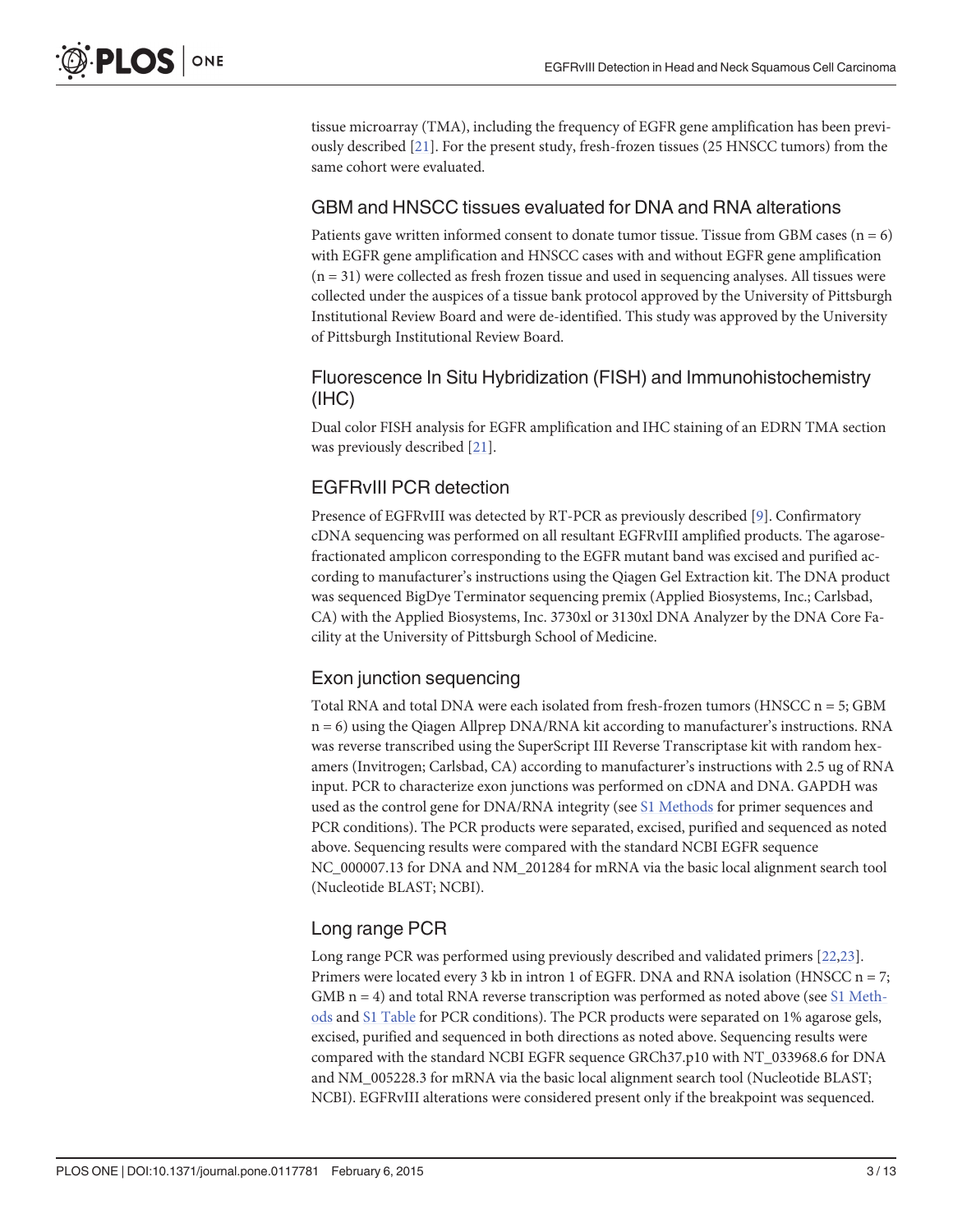tissue microarray (TMA), including the frequency of EGFR gene amplification has been previously described [21]. For the present study, fresh-frozen tissues (25 HNSCC tumors) from the same cohort were evaluated.

## GBM and HNSCC tissues evaluated for DNA and RNA alterations

Patients gave written informed consent to donate tumor tissue. Tissue from GBM cases (n = 6) with EGFR gene amplification and HNSCC cases with and without EGFR gene amplification (n = 31) were collected as fresh frozen tissue and used in sequencing analyses. All tissues were collected under the auspices of a tissue bank protocol approved by the University of Pittsburgh Institutional Review Board and were de-identified. This study was approved by the University of Pittsburgh Institutional Review Board.

## Fluorescence In Situ Hybridization (FISH) and Immunohistochemistry (IHC)

Dual color FISH analysis for EGFR amplification and IHC staining of an EDRN TMA section was previously described [21].

## EGFRvIII PCR detection

Presence of EGFRvIII was detected by RT-PCR as previously described [9]. Confirmatory cDNA sequencing was performed on all resultant EGFRvIII amplified products. The agarose-fractionated amplicon corresponding to the EGFR mutant band was excised and purified according to manufacturer's instructions using the Qiagen Gel Extraction kit. The DNA product was sequenced BigDye Terminator sequencing premix (Applied Biosystems, Inc.; Carlsbad, CA) with the Applied Biosystems, Inc. 3730xl or 3130xl DNA Analyzer by the DNA Core Facility at the University of Pittsburgh School of Medicine.

## Exon junction sequencing

Total RNA and total DNA were each isolated from fresh-frozen tumors (HNSCC n = 5; GBM n = 6) using the Qiagen Allprep DNA/RNA kit according to manufacturer's instructions. RNA was reverse transcribed using the SuperScript III Reverse Transcriptase kit with random hexamers (Invitrogen; Carlsbad, CA) according to manufacturer's instructions with 2.5 ug of RNA input. PCR to characterize exon junctions was performed on cDNA and DNA. GAPDH was used as the control gene for DNA/RNA integrity (see S1 Methods for primer sequences and PCR conditions). The PCR products were separated, excised, purified and sequenced as noted above. Sequencing results were compared with the standard NCBI EGFR sequence NC_000007.13 for DNA and NM_201284 for mRNA via the basic local alignment search tool (Nucleotide BLAST; NCBI).

## Long range PCR

Long range PCR was performed using previously described and validated primers [22,23]. Primers were located every 3 kb in intron 1 of EGFR. DNA and RNA isolation (HNSCC n = 7; GMB n = 4) and total RNA reverse transcription was performed as noted above (see S1 Methods and S1 Table for PCR conditions). The PCR products were separated on 1% agarose gels, excised, purified and sequenced in both directions as noted above. Sequencing results were compared with the standard NCBI EGFR sequence GRCh37.p10 with NT_033968.6 for DNA and NM_005228.3 for mRNA via the basic local alignment search tool (Nucleotide BLAST; NCBI). EGFRvIII alterations were considered present only if the breakpoint was sequenced.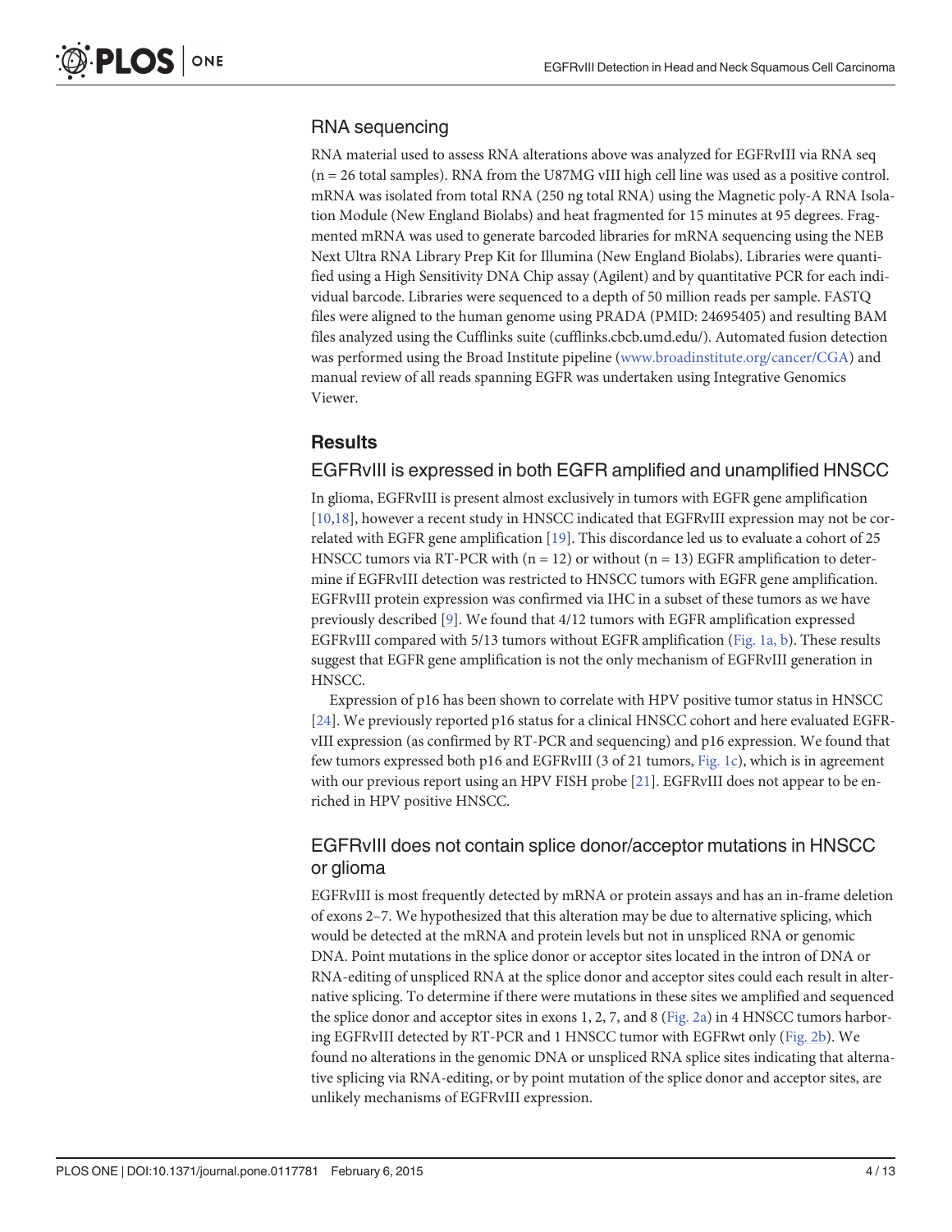## RNA sequencing

RNA material used to assess RNA alterations above was analyzed for EGFRvIII via RNA seq (n = 26 total samples). RNA from the U87MG vIII high cell line was used as a positive control. mRNA was isolated from total RNA (250 ng total RNA) using the Magnetic poly-A RNA Isolation Module (New England Biolabs) and heat fragmented for 15 minutes at 95 degrees. Fragmented mRNA was used to generate barcoded libraries for mRNA sequencing using the NEB Next Ultra RNA Library Prep Kit for Illumina (New England Biolabs). Libraries were quantified using a High Sensitivity DNA Chip assay (Agilent) and by quantitative PCR for each individual barcode. Libraries were sequenced to a depth of 50 million reads per sample. FASTQ files were aligned to the human genome using PRADA (PMID: 24695405) and resulting BAM files analyzed using the Cufflinks suite (cufflinks.cbcb.umd.edu/). Automated fusion detection was performed using the Broad Institute pipeline (www.broadinstitute.org/cancer/CGA) and manual review of all reads spanning EGFR was undertaken using Integrative Genomics Viewer.

# Results

## EGFRvIII is expressed in both EGFR amplified and unamplified HNSCC

In glioma, EGFRvIII is present almost exclusively in tumors with EGFR gene amplification [10,18], however a recent study in HNSCC indicated that EGFRvIII expression may not be correlated with EGFR gene amplification [19]. This discordance led us to evaluate a cohort of 25 HNSCC tumors via RT-PCR with (n = 12) or without (n = 13) EGFR amplification to determine if EGFRvIII detection was restricted to HNSCC tumors with EGFR gene amplification. EGFRvIII protein expression was confirmed via IHC in a subset of these tumors as we have previously described [9]. We found that 4/12 tumors with EGFR amplification expressed EGFRvIII compared with 5/13 tumors without EGFR amplification (Fig. 1a, b). These results suggest that EGFR gene amplification is not the only mechanism of EGFRvIII generation in HNSCC.

Expression of p16 has been shown to correlate with HPV positive tumor status in HNSCC [24]. We previously reported p16 status for a clinical HNSCC cohort and here evaluated EGFRvIII expression (as confirmed by RT-PCR and sequencing) and p16 expression. We found that few tumors expressed both p16 and EGFRvIII (3 of 21 tumors, Fig. 1c), which is in agreement with our previous report using an HPV FISH probe [21]. EGFRvIII does not appear to be enriched in HPV positive HNSCC.

## EGFRvIII does not contain splice donor/acceptor mutations in HNSCC or glioma

EGFRvIII is most frequently detected by mRNA or protein assays and has an in-frame deletion of exons 2–7. We hypothesized that this alteration may be due to alternative splicing, which would be detected at the mRNA and protein levels but not in unspliced RNA or genomic DNA. Point mutations in the splice donor or acceptor sites located in the intron of DNA or RNA-editing of unspliced RNA at the splice donor and acceptor sites could each result in alternative splicing. To determine if there were mutations in these sites we amplified and sequenced the splice donor and acceptor sites in exons 1, 2, 7, and 8 (Fig. 2a) in 4 HNSCC tumors harboring EGFRvIII detected by RT-PCR and 1 HNSCC tumor with EGFRwt only (Fig. 2b). We found no alterations in the genomic DNA or unspliced RNA splice sites indicating that alternative splicing via RNA-editing, or by point mutation of the splice donor and acceptor sites, are unlikely mechanisms of EGFRvIII expression.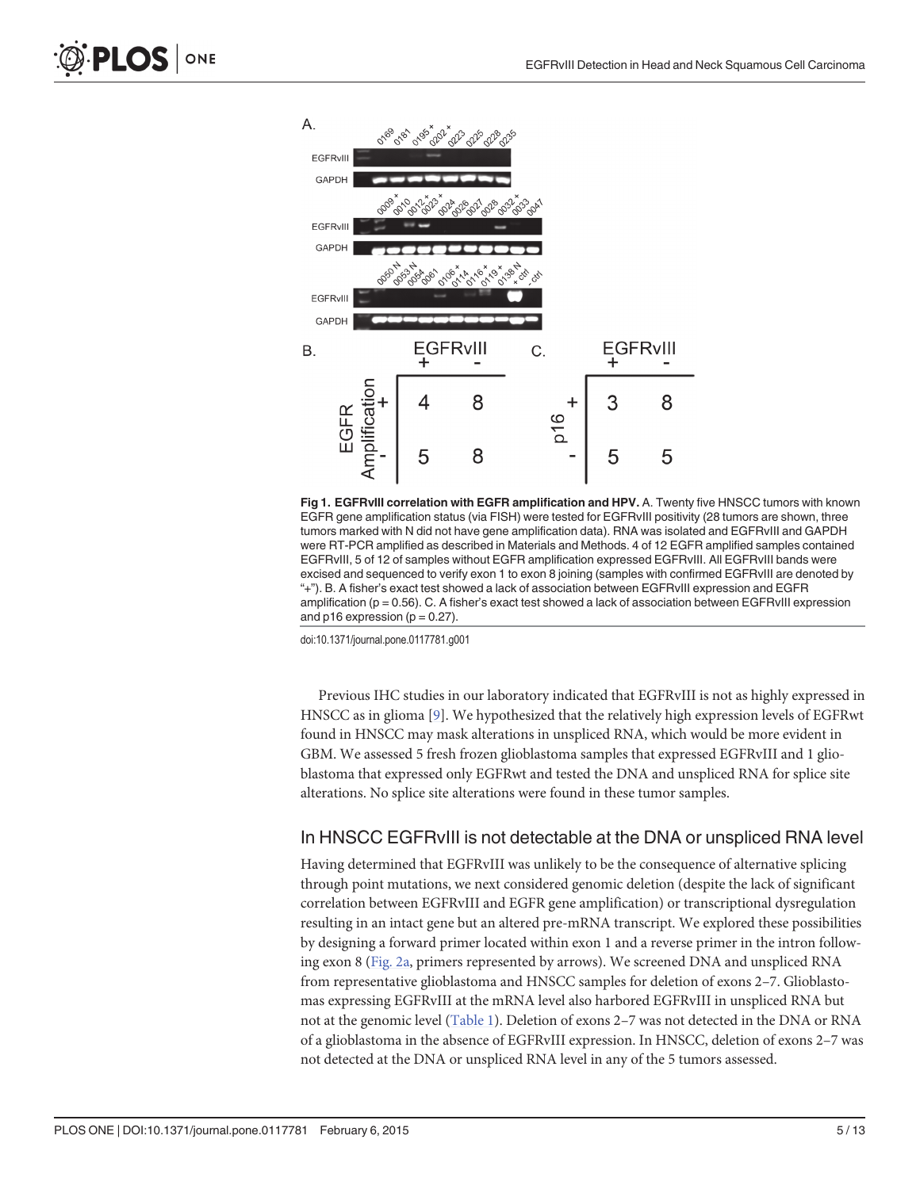**Fig 1. EGFRvIII correlation with EGFR amplification and HPV.** A. Twenty five HNSCC tumors with known EGFR gene amplification status (via FISH) were tested for EGFRvIII positivity (28 tumors are shown, three tumors marked with N did not have gene amplification data). RNA was isolated and EGFRvIII and GAPDH were RT-PCR amplified as described in Materials and Methods. 4 of 12 EGFR amplified samples contained EGFRvIII, 5 of 12 of samples without EGFR amplification expressed EGFRvIII. All EGFRvIII bands were excised and sequenced to verify exon 1 to exon 8 joining (samples with confirmed EGFRvIII are denoted by "+"). B. A fisher's exact test showed a lack of association between EGFRvIII expression and EGFR amplification (p = 0.56). C. A fisher's exact test showed a lack of association between EGFRvIII expression and p16 expression (p = 0.27).

doi:10.1371/journal.pone.0117781.g001

Previous IHC studies in our laboratory indicated that EGFRvIII is not as highly expressed in HNSCC as in glioma [9]. We hypothesized that the relatively high expression levels of EGFRwt found in HNSCC may mask alterations in unspliced RNA, which would be more evident in GBM. We assessed 5 fresh frozen glioblastoma samples that expressed EGFRvIII and 1 glioblastoma that expressed only EGFRwt and tested the DNA and unspliced RNA for splice site alterations. No splice site alterations were found in these tumor samples.

## In HNSCC EGFRvIII is not detectable at the DNA or unspliced RNA level

Having determined that EGFRvIII was unlikely to be the consequence of alternative splicing through point mutations, we next considered genomic deletion (despite the lack of significant correlation between EGFRvIII and EGFR gene amplification) or transcriptional dysregulation resulting in an intact gene but an altered pre-mRNA transcript. We explored these possibilities by designing a forward primer located within exon 1 and a reverse primer in the intron following exon 8 (Fig. 2a, primers represented by arrows). We screened DNA and unspliced RNA from representative glioblastoma and HNSCC samples for deletion of exons 2–7. Glioblastomas expressing EGFRvIII at the mRNA level also harbored EGFRvIII in unspliced RNA but not at the genomic level (Table 1). Deletion of exons 2–7 was not detected in the DNA or RNA of a glioblastoma in the absence of EGFRvIII expression. In HNSCC, deletion of exons 2–7 was not detected at the DNA or unspliced RNA level in any of the 5 tumors assessed.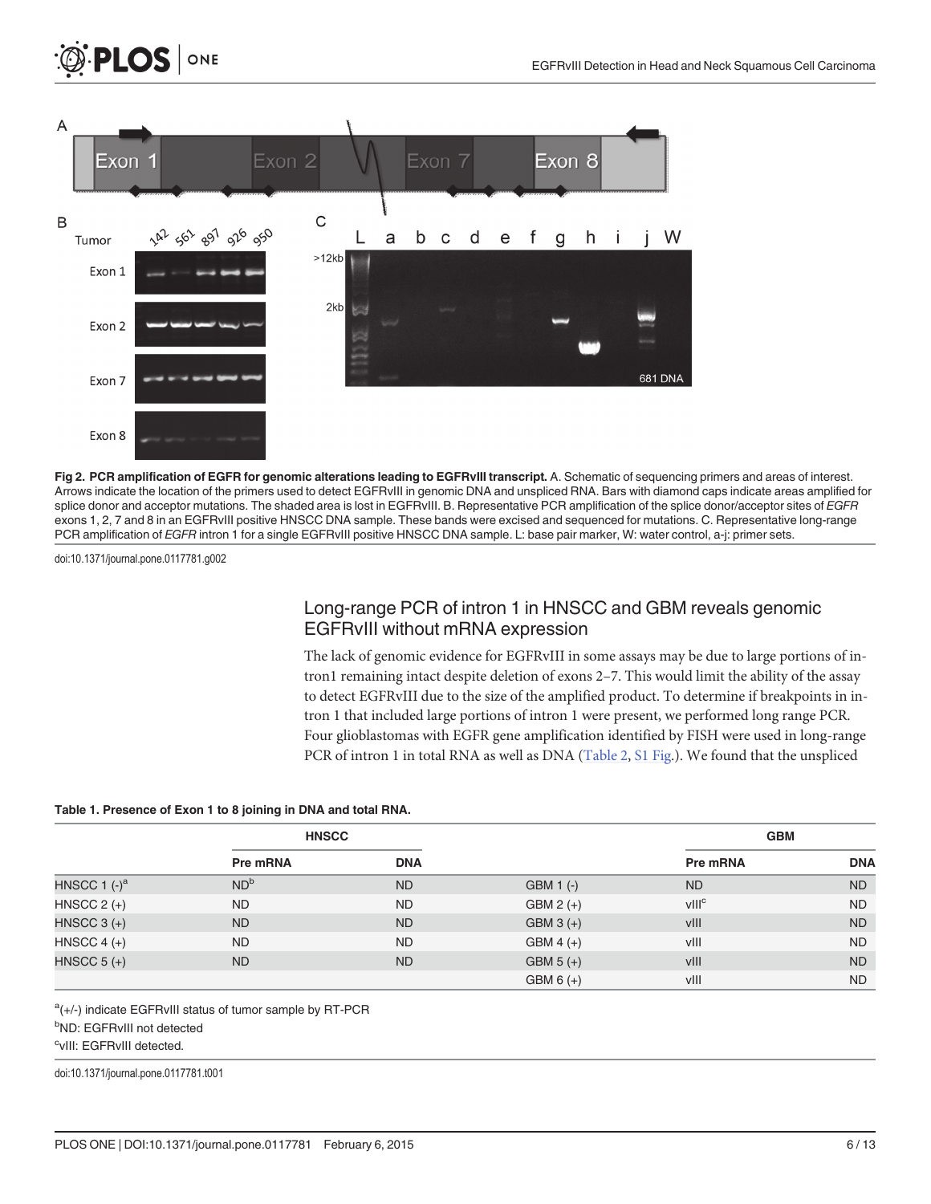**Fig 2. PCR amplification of EGFR for genomic alterations leading to EGFRvIII transcript.** A. Schematic of sequencing primers and areas of interest. Arrows indicate the location of the primers used to detect EGFRvIII in genomic DNA and unspliced RNA. Bars with diamond caps indicate areas amplified for splice donor and acceptor mutations. The shaded area is lost in EGFRvIII. B. Representative PCR amplification of the splice donor/acceptor sites of *EGFR* exons 1, 2, 7 and 8 in an EGFRvIII positive HNSCC DNA sample. These bands were excised and sequenced for mutations. C. Representative long-range PCR amplification of *EGFR* intron 1 for a single EGFRvIII positive HNSCC DNA sample. L: base pair marker, W: water control, a-j: primer sets.

doi:10.1371/journal.pone.0117781.g002

## Long-range PCR of intron 1 in HNSCC and GBM reveals genomic EGFRvIII without mRNA expression

The lack of genomic evidence for EGFRvIII in some assays may be due to large portions of intron1 remaining intact despite deletion of exons 2–7. This would limit the ability of the assay to detect EGFRvIII due to the size of the amplified product. To determine if breakpoints in intron 1 that included large portions of intron 1 were present, we performed long range PCR. Four glioblastomas with EGFR gene amplification identified by FISH were used in long-range PCR of intron 1 in total RNA as well as DNA (Table 2, S1 Fig.). We found that the unspliced

**Table 1. Presence of Exon 1 to 8 joining in DNA and total RNA.**

| | HNSCC | | | GBM | |
|---|---|---|---|---|---|
| | Pre mRNA | DNA | | Pre mRNA | DNA |
| HNSCC 1 (-)[a] | ND[b] | ND | GBM 1 (-) | ND | ND |
| HNSCC 2 (+) | ND | ND | GBM 2 (+) | vIII[c] | ND |
| HNSCC 3 (+) | ND | ND | GBM 3 (+) | vIII | ND |
| HNSCC 4 (+) | ND | ND | GBM 4 (+) | vIII | ND |
| HNSCC 5 (+) | ND | ND | GBM 5 (+) | vIII | ND |
| | | | GBM 6 (+) | vIII | ND |

[a](+/-) indicate EGFRvIII status of tumor sample by RT-PCR

[b]ND: EGFRvIII not detected

[c]vIII: EGFRvIII detected.

doi:10.1371/journal.pone.0117781.t001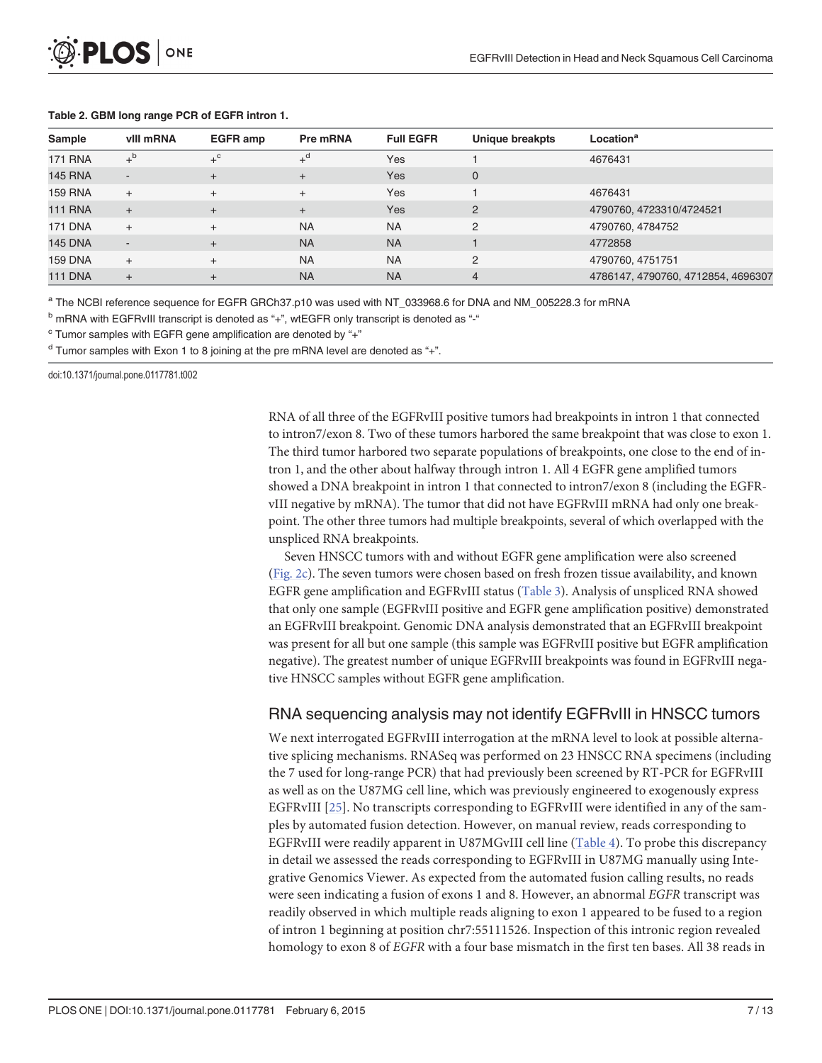**Table 2. GBM long range PCR of EGFR intron 1.**

| Sample | vIII mRNA | EGFR amp | Pre mRNA | Full EGFR | Unique breakpts | Location[a] |
|---|---|---|---|---|---|---|
| 171 RNA | +[b] | +[c] | +[d] | Yes | 1 | 4676431 |
| 145 RNA | - | + | + | Yes | 0 | |
| 159 RNA | + | + | + | Yes | 1 | 4676431 |
| 111 RNA | + | + | + | Yes | 2 | 4790760, 4723310/4724521 |
| 171 DNA | + | + | NA | NA | 2 | 4790760, 4784752 |
| 145 DNA | - | + | NA | NA | 1 | 4772858 |
| 159 DNA | + | + | NA | NA | 2 | 4790760, 4751751 |
| 111 DNA | + | + | NA | NA | 4 | 4786147, 4790760, 4712854, 4696307 |

[a] The NCBI reference sequence for EGFR GRCh37.p10 was used with NT_033968.6 for DNA and NM_005228.3 for mRNA

[b] mRNA with EGFRvIII transcript is denoted as "+", wtEGFR only transcript is denoted as "-"

[c] Tumor samples with EGFR gene amplification are denoted by "+"

[d] Tumor samples with Exon 1 to 8 joining at the pre mRNA level are denoted as "+".

doi:10.1371/journal.pone.0117781.t002

RNA of all three of the EGFRvIII positive tumors had breakpoints in intron 1 that connected to intron7/exon 8. Two of these tumors harbored the same breakpoint that was close to exon 1. The third tumor harbored two separate populations of breakpoints, one close to the end of intron 1, and the other about halfway through intron 1. All 4 EGFR gene amplified tumors showed a DNA breakpoint in intron 1 that connected to intron7/exon 8 (including the EGFRvIII negative by mRNA). The tumor that did not have EGFRvIII mRNA had only one breakpoint. The other three tumors had multiple breakpoints, several of which overlapped with the unspliced RNA breakpoints.

Seven HNSCC tumors with and without EGFR gene amplification were also screened (Fig. 2c). The seven tumors were chosen based on fresh frozen tissue availability, and known EGFR gene amplification and EGFRvIII status (Table 3). Analysis of unspliced RNA showed that only one sample (EGFRvIII positive and EGFR gene amplification positive) demonstrated an EGFRvIII breakpoint. Genomic DNA analysis demonstrated that an EGFRvIII breakpoint was present for all but one sample (this sample was EGFRvIII positive but EGFR amplification negative). The greatest number of unique EGFRvIII breakpoints was found in EGFRvIII negative HNSCC samples without EGFR gene amplification.

## RNA sequencing analysis may not identify EGFRvIII in HNSCC tumors

We next interrogated EGFRvIII interrogation at the mRNA level to look at possible alternative splicing mechanisms. RNASeq was performed on 23 HNSCC RNA specimens (including the 7 used for long-range PCR) that had previously been screened by RT-PCR for EGFRvIII as well as on the U87MG cell line, which was previously engineered to exogenously express EGFRvIII [25]. No transcripts corresponding to EGFRvIII were identified in any of the samples by automated fusion detection. However, on manual review, reads corresponding to EGFRvIII were readily apparent in U87MGvIII cell line (Table 4). To probe this discrepancy in detail we assessed the reads corresponding to EGFRvIII in U87MG manually using Integrative Genomics Viewer. As expected from the automated fusion calling results, no reads were seen indicating a fusion of exons 1 and 8. However, an abnormal *EGFR* transcript was readily observed in which multiple reads aligning to exon 1 appeared to be fused to a region of intron 1 beginning at position chr7:55111526. Inspection of this intronic region revealed homology to exon 8 of *EGFR* with a four base mismatch in the first ten bases. All 38 reads in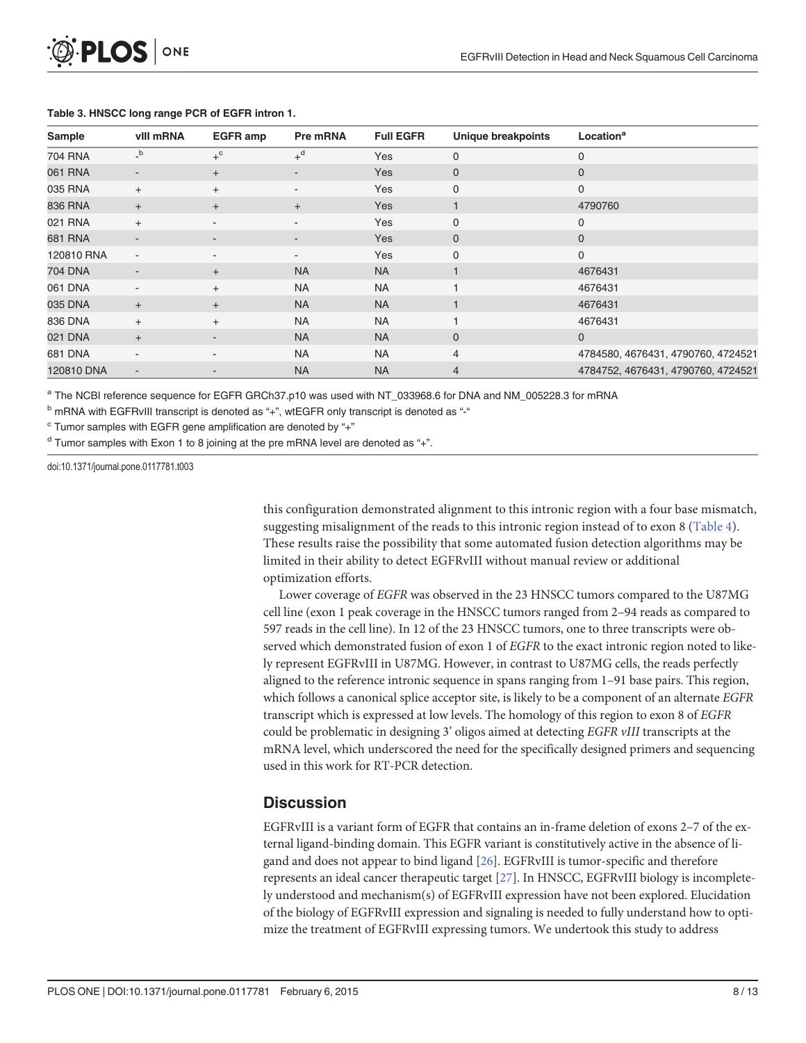**Table 3. HNSCC long range PCR of EGFR intron 1.**

| Sample | vIII mRNA | EGFR amp | Pre mRNA | Full EGFR | Unique breakpoints | Location[a] |
|---|---|---|---|---|---|---|
| 704 RNA | -[b] | +[c] | +[d] | Yes | 0 | 0 |
| 061 RNA | - | + | - | Yes | 0 | 0 |
| 035 RNA | + | + | - | Yes | 0 | 0 |
| 836 RNA | + | + | + | Yes | 1 | 4790760 |
| 021 RNA | + | - | - | Yes | 0 | 0 |
| 681 RNA | - | - | - | Yes | 0 | 0 |
| 120810 RNA | - | - | - | Yes | 0 | 0 |
| 704 DNA | - | + | NA | NA | 1 | 4676431 |
| 061 DNA | - | + | NA | NA | 1 | 4676431 |
| 035 DNA | + | + | NA | NA | 1 | 4676431 |
| 836 DNA | + | + | NA | NA | 1 | 4676431 |
| 021 DNA | + | - | NA | NA | 0 | 0 |
| 681 DNA | - | - | NA | NA | 4 | 4784580, 4676431, 4790760, 4724521 |
| 120810 DNA | - | - | NA | NA | 4 | 4784752, 4676431, 4790760, 4724521 |

[a] The NCBI reference sequence for EGFR GRCh37.p10 was used with NT_033968.6 for DNA and NM_005228.3 for mRNA

[b] mRNA with EGFRvIII transcript is denoted as "+", wtEGFR only transcript is denoted as "-"

[c] Tumor samples with EGFR gene amplification are denoted by "+"

[d] Tumor samples with Exon 1 to 8 joining at the pre mRNA level are denoted as "+".

doi:10.1371/journal.pone.0117781.t003

this configuration demonstrated alignment to this intronic region with a four base mismatch, suggesting misalignment of the reads to this intronic region instead of to exon 8 (Table 4). These results raise the possibility that some automated fusion detection algorithms may be limited in their ability to detect EGFRvIII without manual review or additional optimization efforts.

Lower coverage of *EGFR* was observed in the 23 HNSCC tumors compared to the U87MG cell line (exon 1 peak coverage in the HNSCC tumors ranged from 2–94 reads as compared to 597 reads in the cell line). In 12 of the 23 HNSCC tumors, one to three transcripts were observed which demonstrated fusion of exon 1 of *EGFR* to the exact intronic region noted to likely represent EGFRvIII in U87MG. However, in contrast to U87MG cells, the reads perfectly aligned to the reference intronic sequence in spans ranging from 1–91 base pairs. This region, which follows a canonical splice acceptor site, is likely to be a component of an alternate *EGFR* transcript which is expressed at low levels. The homology of this region to exon 8 of *EGFR* could be problematic in designing 3' oligos aimed at detecting *EGFR vIII* transcripts at the mRNA level, which underscored the need for the specifically designed primers and sequencing used in this work for RT-PCR detection.

## Discussion

EGFRvIII is a variant form of EGFR that contains an in-frame deletion of exons 2–7 of the external ligand-binding domain. This EGFR variant is constitutively active in the absence of ligand and does not appear to bind ligand [26]. EGFRvIII is tumor-specific and therefore represents an ideal cancer therapeutic target [27]. In HNSCC, EGFRvIII biology is incompletely understood and mechanism(s) of EGFRvIII expression have not been explored. Elucidation of the biology of EGFRvIII expression and signaling is needed to fully understand how to optimize the treatment of EGFRvIII expressing tumors. We undertook this study to address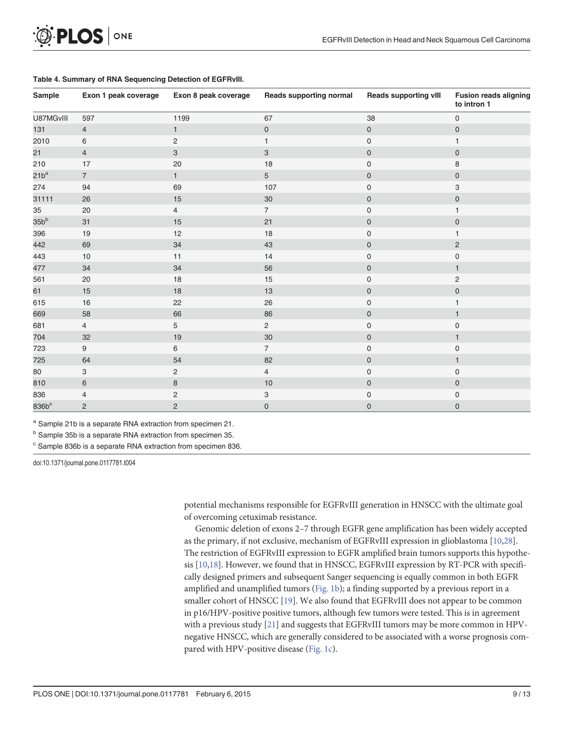**Table 4. Summary of RNA Sequencing Detection of EGFRvIII.**

| Sample | Exon 1 peak coverage | Exon 8 peak coverage | Reads supporting normal | Reads supporting vIII | Fusion reads aligning to intron 1 |
|---|---|---|---|---|---|
| U87MGvIII | 597 | 1199 | 67 | 38 | 0 |
| 131 | 4 | 1 | 0 | 0 | 0 |
| 2010 | 6 | 2 | 1 | 0 | 1 |
| 21 | 4 | 3 | 3 | 0 | 0 |
| 210 | 17 | 20 | 18 | 0 | 8 |
| 21b[a] | 7 | 1 | 5 | 0 | 0 |
| 274 | 94 | 69 | 107 | 0 | 3 |
| 31111 | 26 | 15 | 30 | 0 | 0 |
| 35 | 20 | 4 | 7 | 0 | 1 |
| 35b[b] | 31 | 15 | 21 | 0 | 0 |
| 396 | 19 | 12 | 18 | 0 | 1 |
| 442 | 69 | 34 | 43 | 0 | 2 |
| 443 | 10 | 11 | 14 | 0 | 0 |
| 477 | 34 | 34 | 56 | 0 | 1 |
| 561 | 20 | 18 | 15 | 0 | 2 |
| 61 | 15 | 18 | 13 | 0 | 0 |
| 615 | 16 | 22 | 26 | 0 | 1 |
| 669 | 58 | 66 | 86 | 0 | 1 |
| 681 | 4 | 5 | 2 | 0 | 0 |
| 704 | 32 | 19 | 30 | 0 | 1 |
| 723 | 9 | 6 | 7 | 0 | 0 |
| 725 | 64 | 54 | 82 | 0 | 1 |
| 80 | 3 | 2 | 4 | 0 | 0 |
| 810 | 6 | 8 | 10 | 0 | 0 |
| 836 | 4 | 2 | 3 | 0 | 0 |
| 836b[c] | 2 | 2 | 0 | 0 | 0 |

[a] Sample 21b is a separate RNA extraction from specimen 21.

[b] Sample 35b is a separate RNA extraction from specimen 35.

[c] Sample 836b is a separate RNA extraction from specimen 836.

doi:10.1371/journal.pone.0117781.t004

potential mechanisms responsible for EGFRvIII generation in HNSCC with the ultimate goal of overcoming cetuximab resistance.

Genomic deletion of exons 2–7 through EGFR gene amplification has been widely accepted as the primary, if not exclusive, mechanism of EGFRvIII expression in glioblastoma [10,28]. The restriction of EGFRvIII expression to EGFR amplified brain tumors supports this hypothesis [10,18]. However, we found that in HNSCC, EGFRvIII expression by RT-PCR with specifically designed primers and subsequent Sanger sequencing is equally common in both EGFR amplified and unamplified tumors (Fig. 1b); a finding supported by a previous report in a smaller cohort of HNSCC [19]. We also found that EGFRvIII does not appear to be common in p16/HPV-positive positive tumors, although few tumors were tested. This is in agreement with a previous study [21] and suggests that EGFRvIII tumors may be more common in HPV-negative HNSCC, which are generally considered to be associated with a worse prognosis compared with HPV-positive disease (Fig. 1c).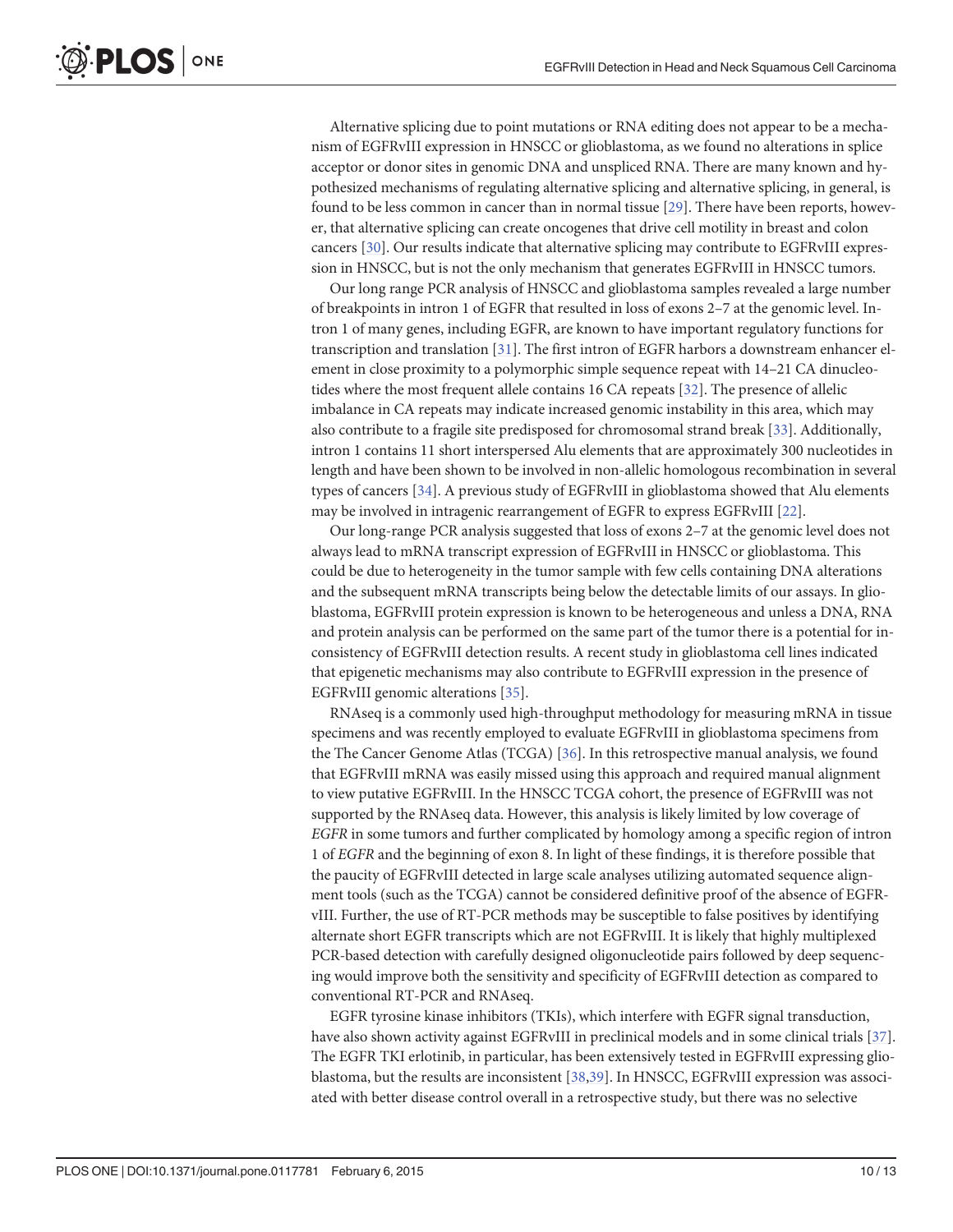Alternative splicing due to point mutations or RNA editing does not appear to be a mechanism of EGFRvIII expression in HNSCC or glioblastoma, as we found no alterations in splice acceptor or donor sites in genomic DNA and unspliced RNA. There are many known and hypothesized mechanisms of regulating alternative splicing and alternative splicing, in general, is found to be less common in cancer than in normal tissue [29]. There have been reports, however, that alternative splicing can create oncogenes that drive cell motility in breast and colon cancers [30]. Our results indicate that alternative splicing may contribute to EGFRvIII expression in HNSCC, but is not the only mechanism that generates EGFRvIII in HNSCC tumors.

Our long range PCR analysis of HNSCC and glioblastoma samples revealed a large number of breakpoints in intron 1 of EGFR that resulted in loss of exons 2–7 at the genomic level. Intron 1 of many genes, including EGFR, are known to have important regulatory functions for transcription and translation [31]. The first intron of EGFR harbors a downstream enhancer element in close proximity to a polymorphic simple sequence repeat with 14–21 CA dinucleotides where the most frequent allele contains 16 CA repeats [32]. The presence of allelic imbalance in CA repeats may indicate increased genomic instability in this area, which may also contribute to a fragile site predisposed for chromosomal strand break [33]. Additionally, intron 1 contains 11 short interspersed Alu elements that are approximately 300 nucleotides in length and have been shown to be involved in non-allelic homologous recombination in several types of cancers [34]. A previous study of EGFRvIII in glioblastoma showed that Alu elements may be involved in intragenic rearrangement of EGFR to express EGFRvIII [22].

Our long-range PCR analysis suggested that loss of exons 2–7 at the genomic level does not always lead to mRNA transcript expression of EGFRvIII in HNSCC or glioblastoma. This could be due to heterogeneity in the tumor sample with few cells containing DNA alterations and the subsequent mRNA transcripts being below the detectable limits of our assays. In glioblastoma, EGFRvIII protein expression is known to be heterogeneous and unless a DNA, RNA and protein analysis can be performed on the same part of the tumor there is a potential for inconsistency of EGFRvIII detection results. A recent study in glioblastoma cell lines indicated that epigenetic mechanisms may also contribute to EGFRvIII expression in the presence of EGFRvIII genomic alterations [35].

RNAseq is a commonly used high-throughput methodology for measuring mRNA in tissue specimens and was recently employed to evaluate EGFRvIII in glioblastoma specimens from the The Cancer Genome Atlas (TCGA) [36]. In this retrospective manual analysis, we found that EGFRvIII mRNA was easily missed using this approach and required manual alignment to view putative EGFRvIII. In the HNSCC TCGA cohort, the presence of EGFRvIII was not supported by the RNAseq data. However, this analysis is likely limited by low coverage of *EGFR* in some tumors and further complicated by homology among a specific region of intron 1 of *EGFR* and the beginning of exon 8. In light of these findings, it is therefore possible that the paucity of EGFRvIII detected in large scale analyses utilizing automated sequence alignment tools (such as the TCGA) cannot be considered definitive proof of the absence of EGFRvIII. Further, the use of RT-PCR methods may be susceptible to false positives by identifying alternate short EGFR transcripts which are not EGFRvIII. It is likely that highly multiplexed PCR-based detection with carefully designed oligonucleotide pairs followed by deep sequencing would improve both the sensitivity and specificity of EGFRvIII detection as compared to conventional RT-PCR and RNAseq.

EGFR tyrosine kinase inhibitors (TKIs), which interfere with EGFR signal transduction, have also shown activity against EGFRvIII in preclinical models and in some clinical trials [37]. The EGFR TKI erlotinib, in particular, has been extensively tested in EGFRvIII expressing glioblastoma, but the results are inconsistent [38,39]. In HNSCC, EGFRvIII expression was associated with better disease control overall in a retrospective study, but there was no selective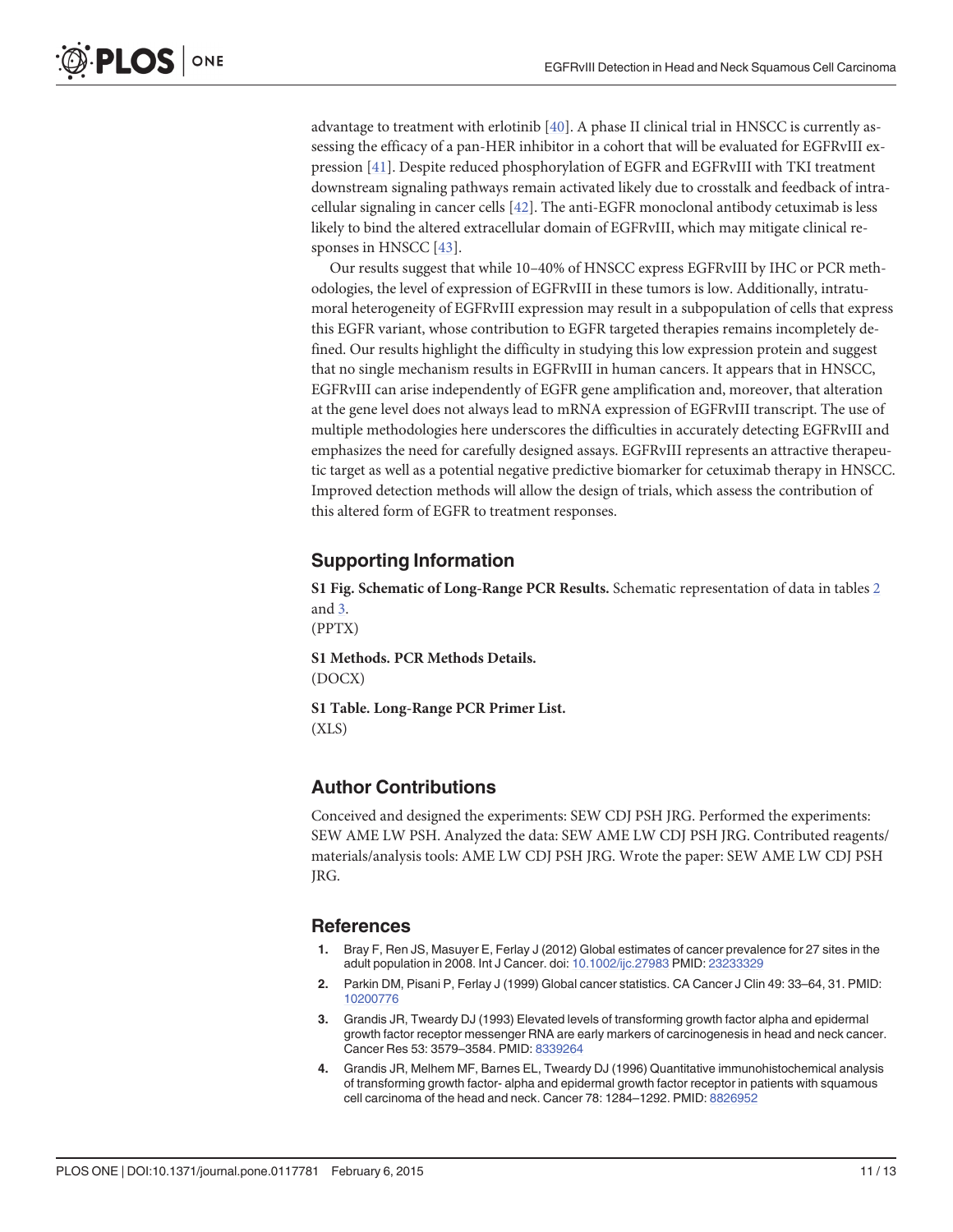advantage to treatment with erlotinib [40]. A phase II clinical trial in HNSCC is currently assessing the efficacy of a pan-HER inhibitor in a cohort that will be evaluated for EGFRvIII expression [41]. Despite reduced phosphorylation of EGFR and EGFRvIII with TKI treatment downstream signaling pathways remain activated likely due to crosstalk and feedback of intracellular signaling in cancer cells [42]. The anti-EGFR monoclonal antibody cetuximab is less likely to bind the altered extracellular domain of EGFRvIII, which may mitigate clinical responses in HNSCC [43].

Our results suggest that while 10–40% of HNSCC express EGFRvIII by IHC or PCR methodologies, the level of expression of EGFRvIII in these tumors is low. Additionally, intratumoral heterogeneity of EGFRvIII expression may result in a subpopulation of cells that express this EGFR variant, whose contribution to EGFR targeted therapies remains incompletely defined. Our results highlight the difficulty in studying this low expression protein and suggest that no single mechanism results in EGFRvIII in human cancers. It appears that in HNSCC, EGFRvIII can arise independently of EGFR gene amplification and, moreover, that alteration at the gene level does not always lead to mRNA expression of EGFRvIII transcript. The use of multiple methodologies here underscores the difficulties in accurately detecting EGFRvIII and emphasizes the need for carefully designed assays. EGFRvIII represents an attractive therapeutic target as well as a potential negative predictive biomarker for cetuximab therapy in HNSCC. Improved detection methods will allow the design of trials, which assess the contribution of this altered form of EGFR to treatment responses.

## Supporting Information

**S1 Fig. Schematic of Long-Range PCR Results.** Schematic representation of data in tables 2 and 3.
(PPTX)

**S1 Methods. PCR Methods Details.**
(DOCX)

**S1 Table. Long-Range PCR Primer List.**
(XLS)

## Author Contributions

Conceived and designed the experiments: SEW CDJ PSH JRG. Performed the experiments: SEW AME LW PSH. Analyzed the data: SEW AME LW CDJ PSH JRG. Contributed reagents/materials/analysis tools: AME LW CDJ PSH JRG. Wrote the paper: SEW AME LW CDJ PSH JRG.

## References

1. Bray F, Ren JS, Masuyer E, Ferlay J (2012) Global estimates of cancer prevalence for 27 sites in the adult population in 2008. Int J Cancer. doi: 10.1002/ijc.27983 PMID: 23233329
2. Parkin DM, Pisani P, Ferlay J (1999) Global cancer statistics. CA Cancer J Clin 49: 33–64, 31. PMID: 10200776
3. Grandis JR, Tweardy DJ (1993) Elevated levels of transforming growth factor alpha and epidermal growth factor receptor messenger RNA are early markers of carcinogenesis in head and neck cancer. Cancer Res 53: 3579–3584. PMID: 8339264
4. Grandis JR, Melhem MF, Barnes EL, Tweardy DJ (1996) Quantitative immunohistochemical analysis of transforming growth factor- alpha and epidermal growth factor receptor in patients with squamous cell carcinoma of the head and neck. Cancer 78: 1284–1292. PMID: 8826952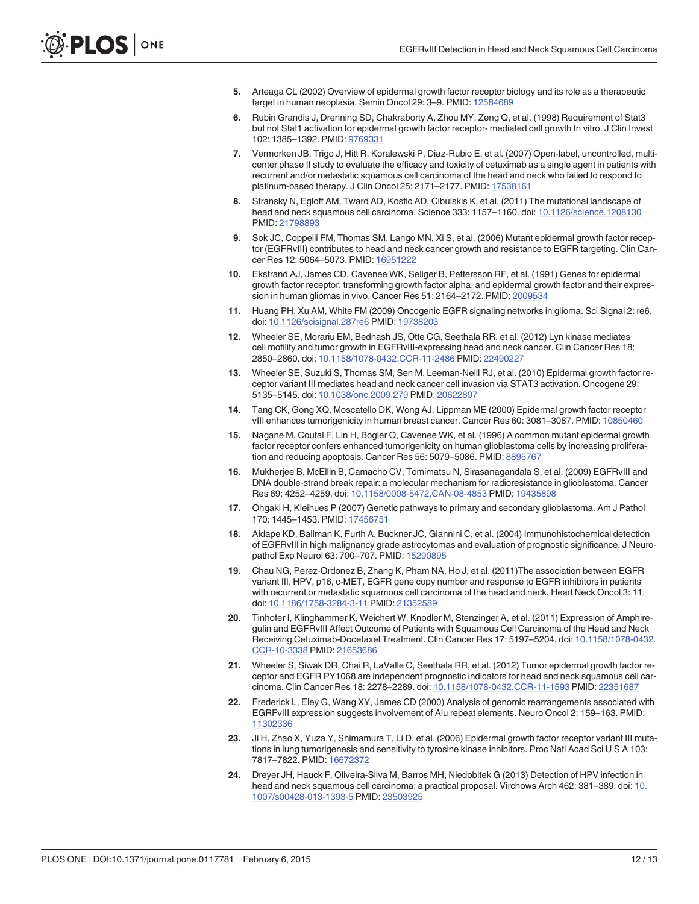5. Arteaga CL (2002) Overview of epidermal growth factor receptor biology and its role as a therapeutic target in human neoplasia. Semin Oncol 29: 3–9. PMID: 12584689

6. Rubin Grandis J, Drenning SD, Chakraborty A, Zhou MY, Zeng Q, et al. (1998) Requirement of Stat3 but not Stat1 activation for epidermal growth factor receptor- mediated cell growth In vitro. J Clin Invest 102: 1385–1392. PMID: 9769331

7. Vermorken JB, Trigo J, Hitt R, Koralewski P, Diaz-Rubio E, et al. (2007) Open-label, uncontrolled, multicenter phase II study to evaluate the efficacy and toxicity of cetuximab as a single agent in patients with recurrent and/or metastatic squamous cell carcinoma of the head and neck who failed to respond to platinum-based therapy. J Clin Oncol 25: 2171–2177. PMID: 17538161

8. Stransky N, Egloff AM, Tward AD, Kostic AD, Cibulskis K, et al. (2011) The mutational landscape of head and neck squamous cell carcinoma. Science 333: 1157–1160. doi: 10.1126/science.1208130 PMID: 21798893

9. Sok JC, Coppelli FM, Thomas SM, Lango MN, Xi S, et al. (2006) Mutant epidermal growth factor receptor (EGFRvIII) contributes to head and neck cancer growth and resistance to EGFR targeting. Clin Cancer Res 12: 5064–5073. PMID: 16951222

10. Ekstrand AJ, James CD, Cavenee WK, Seliger B, Pettersson RF, et al. (1991) Genes for epidermal growth factor receptor, transforming growth factor alpha, and epidermal growth factor and their expression in human gliomas in vivo. Cancer Res 51: 2164–2172. PMID: 2009534

11. Huang PH, Xu AM, White FM (2009) Oncogenic EGFR signaling networks in glioma. Sci Signal 2: re6. doi: 10.1126/scisignal.287re6 PMID: 19738203

12. Wheeler SE, Morariu EM, Bednash JS, Otte CG, Seethala RR, et al. (2012) Lyn kinase mediates cell motility and tumor growth in EGFRvIII-expressing head and neck cancer. Clin Cancer Res 18: 2850–2860. doi: 10.1158/1078-0432.CCR-11-2486 PMID: 22490227

13. Wheeler SE, Suzuki S, Thomas SM, Sen M, Leeman-Neill RJ, et al. (2010) Epidermal growth factor receptor variant III mediates head and neck cancer cell invasion via STAT3 activation. Oncogene 29: 5135–5145. doi: 10.1038/onc.2009.279 PMID: 20622897

14. Tang CK, Gong XQ, Moscatello DK, Wong AJ, Lippman ME (2000) Epidermal growth factor receptor vIII enhances tumorigenicity in human breast cancer. Cancer Res 60: 3081–3087. PMID: 10850460

15. Nagane M, Coufal F, Lin H, Bogler O, Cavenee WK, et al. (1996) A common mutant epidermal growth factor receptor confers enhanced tumorigenicity on human glioblastoma cells by increasing proliferation and reducing apoptosis. Cancer Res 56: 5079–5086. PMID: 8895767

16. Mukherjee B, McEllin B, Camacho CV, Tomimatsu N, Sirasanagandala S, et al. (2009) EGFRvIII and DNA double-strand break repair: a molecular mechanism for radioresistance in glioblastoma. Cancer Res 69: 4252–4259. doi: 10.1158/0008-5472.CAN-08-4853 PMID: 19435898

17. Ohgaki H, Kleihues P (2007) Genetic pathways to primary and secondary glioblastoma. Am J Pathol 170: 1445–1453. PMID: 17456751

18. Aldape KD, Ballman K, Furth A, Buckner JC, Giannini C, et al. (2004) Immunohistochemical detection of EGFRvIII in high malignancy grade astrocytomas and evaluation of prognostic significance. J Neuropathol Exp Neurol 63: 700–707. PMID: 15290895

19. Chau NG, Perez-Ordonez B, Zhang K, Pham NA, Ho J, et al. (2011)The association between EGFR variant III, HPV, p16, c-MET, EGFR gene copy number and response to EGFR inhibitors in patients with recurrent or metastatic squamous cell carcinoma of the head and neck. Head Neck Oncol 3: 11. doi: 10.1186/1758-3284-3-11 PMID: 21352589

20. Tinhofer I, Klinghammer K, Weichert W, Knodler M, Stenzinger A, et al. (2011) Expression of Amphiregulin and EGFRvIII Affect Outcome of Patients with Squamous Cell Carcinoma of the Head and Neck Receiving Cetuximab-Docetaxel Treatment. Clin Cancer Res 17: 5197–5204. doi: 10.1158/1078-0432.CCR-10-3338 PMID: 21653686

21. Wheeler S, Siwak DR, Chai R, LaValle C, Seethala RR, et al. (2012) Tumor epidermal growth factor receptor and EGFR PY1068 are independent prognostic indicators for head and neck squamous cell carcinoma. Clin Cancer Res 18: 2278–2289. doi: 10.1158/1078-0432.CCR-11-1593 PMID: 22351687

22. Frederick L, Eley G, Wang XY, James CD (2000) Analysis of genomic rearrangements associated with EGRFvIII expression suggests involvement of Alu repeat elements. Neuro Oncol 2: 159–163. PMID: 11302336

23. Ji H, Zhao X, Yuza Y, Shimamura T, Li D, et al. (2006) Epidermal growth factor receptor variant III mutations in lung tumorigenesis and sensitivity to tyrosine kinase inhibitors. Proc Natl Acad Sci U S A 103: 7817–7822. PMID: 16672372

24. Dreyer JH, Hauck F, Oliveira-Silva M, Barros MH, Niedobitek G (2013) Detection of HPV infection in head and neck squamous cell carcinoma: a practical proposal. Virchows Arch 462: 381–389. doi: 10.1007/s00428-013-1393-5 PMID: 23503925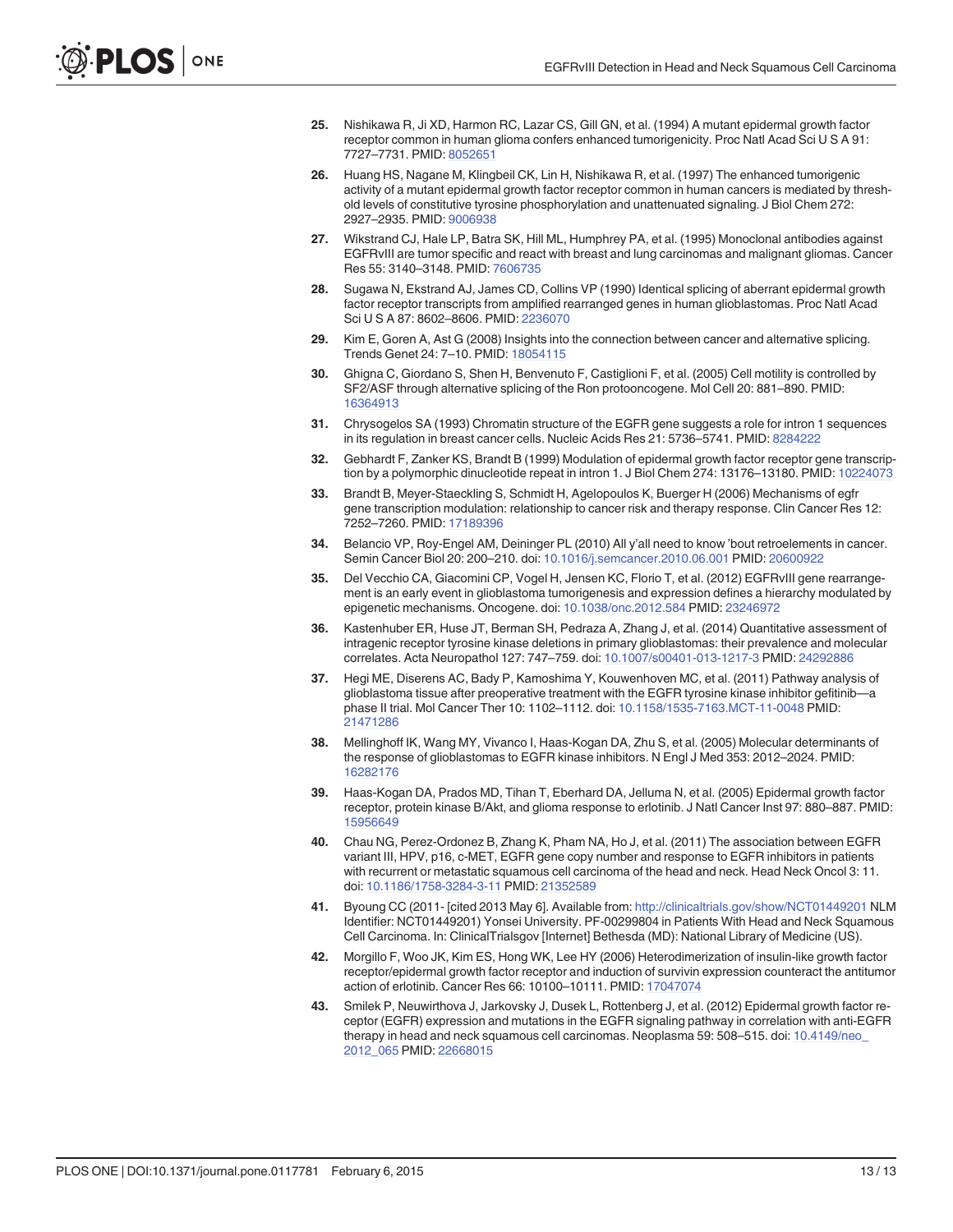25. Nishikawa R, Ji XD, Harmon RC, Lazar CS, Gill GN, et al. (1994) A mutant epidermal growth factor receptor common in human glioma confers enhanced tumorigenicity. Proc Natl Acad Sci U S A 91: 7727–7731. PMID: 8052651

26. Huang HS, Nagane M, Klingbeil CK, Lin H, Nishikawa R, et al. (1997) The enhanced tumorigenic activity of a mutant epidermal growth factor receptor common in human cancers is mediated by threshold levels of constitutive tyrosine phosphorylation and unattenuated signaling. J Biol Chem 272: 2927–2935. PMID: 9006938

27. Wikstrand CJ, Hale LP, Batra SK, Hill ML, Humphrey PA, et al. (1995) Monoclonal antibodies against EGFRvIII are tumor specific and react with breast and lung carcinomas and malignant gliomas. Cancer Res 55: 3140–3148. PMID: 7606735

28. Sugawa N, Ekstrand AJ, James CD, Collins VP (1990) Identical splicing of aberrant epidermal growth factor receptor transcripts from amplified rearranged genes in human glioblastomas. Proc Natl Acad Sci U S A 87: 8602–8606. PMID: 2236070

29. Kim E, Goren A, Ast G (2008) Insights into the connection between cancer and alternative splicing. Trends Genet 24: 7–10. PMID: 18054115

30. Ghigna C, Giordano S, Shen H, Benvenuto F, Castiglioni F, et al. (2005) Cell motility is controlled by SF2/ASF through alternative splicing of the Ron protooncogene. Mol Cell 20: 881–890. PMID: 16364913

31. Chrysogelos SA (1993) Chromatin structure of the EGFR gene suggests a role for intron 1 sequences in its regulation in breast cancer cells. Nucleic Acids Res 21: 5736–5741. PMID: 8284222

32. Gebhardt F, Zanker KS, Brandt B (1999) Modulation of epidermal growth factor receptor gene transcription by a polymorphic dinucleotide repeat in intron 1. J Biol Chem 274: 13176–13180. PMID: 10224073

33. Brandt B, Meyer-Staeckling S, Schmidt H, Agelopoulos K, Buerger H (2006) Mechanisms of egfr gene transcription modulation: relationship to cancer risk and therapy response. Clin Cancer Res 12: 7252–7260. PMID: 17189396

34. Belancio VP, Roy-Engel AM, Deininger PL (2010) All y'all need to know 'bout retroelements in cancer. Semin Cancer Biol 20: 200–210. doi: 10.1016/j.semcancer.2010.06.001 PMID: 20600922

35. Del Vecchio CA, Giacomini CP, Vogel H, Jensen KC, Florio T, et al. (2012) EGFRvIII gene rearrangement is an early event in glioblastoma tumorigenesis and expression defines a hierarchy modulated by epigenetic mechanisms. Oncogene. doi: 10.1038/onc.2012.584 PMID: 23246972

36. Kastenhuber ER, Huse JT, Berman SH, Pedraza A, Zhang J, et al. (2014) Quantitative assessment of intragenic receptor tyrosine kinase deletions in primary glioblastomas: their prevalence and molecular correlates. Acta Neuropathol 127: 747–759. doi: 10.1007/s00401-013-1217-3 PMID: 24292886

37. Hegi ME, Diserens AC, Bady P, Kamoshima Y, Kouwenhoven MC, et al. (2011) Pathway analysis of glioblastoma tissue after preoperative treatment with the EGFR tyrosine kinase inhibitor gefitinib—a phase II trial. Mol Cancer Ther 10: 1102–1112. doi: 10.1158/1535-7163.MCT-11-0048 PMID: 21471286

38. Mellinghoff IK, Wang MY, Vivanco I, Haas-Kogan DA, Zhu S, et al. (2005) Molecular determinants of the response of glioblastomas to EGFR kinase inhibitors. N Engl J Med 353: 2012–2024. PMID: 16282176

39. Haas-Kogan DA, Prados MD, Tihan T, Eberhard DA, Jelluma N, et al. (2005) Epidermal growth factor receptor, protein kinase B/Akt, and glioma response to erlotinib. J Natl Cancer Inst 97: 880–887. PMID: 15956649

40. Chau NG, Perez-Ordonez B, Zhang K, Pham NA, Ho J, et al. (2011) The association between EGFR variant III, HPV, p16, c-MET, EGFR gene copy number and response to EGFR inhibitors in patients with recurrent or metastatic squamous cell carcinoma of the head and neck. Head Neck Oncol 3: 11. doi: 10.1186/1758-3284-3-11 PMID: 21352589

41. Byoung CC (2011- [cited 2013 May 6]. Available from: http://clinicaltrials.gov/show/NCT01449201 NLM Identifier: NCT01449201) Yonsei University. PF-00299804 in Patients With Head and Neck Squamous Cell Carcinoma. In: ClinicalTrialsgov [Internet] Bethesda (MD): National Library of Medicine (US).

42. Morgillo F, Woo JK, Kim ES, Hong WK, Lee HY (2006) Heterodimerization of insulin-like growth factor receptor/epidermal growth factor receptor and induction of survivin expression counteract the antitumor action of erlotinib. Cancer Res 66: 10100–10111. PMID: 17047074

43. Smilek P, Neuwirthova J, Jarkovsky J, Dusek L, Rottenberg J, et al. (2012) Epidermal growth factor receptor (EGFR) expression and mutations in the EGFR signaling pathway in correlation with anti-EGFR therapy in head and neck squamous cell carcinomas. Neoplasma 59: 508–515. doi: 10.4149/neo_2012_065 PMID: 22668015